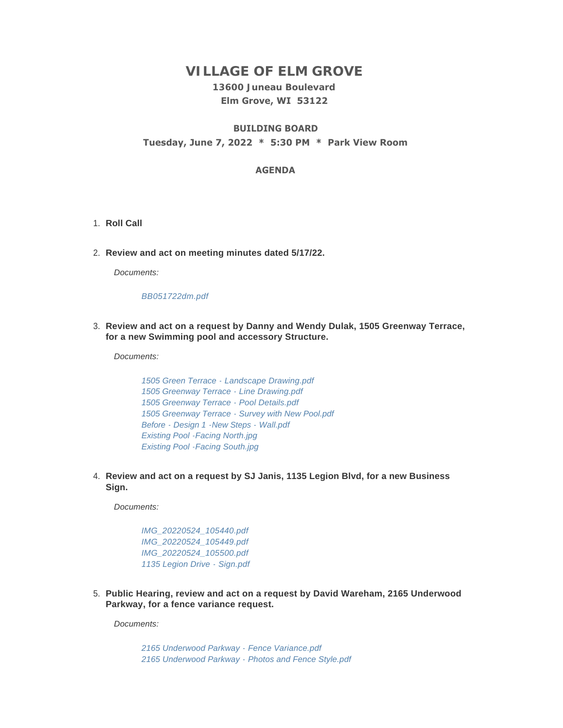# VILLAGE OF ELM GROVE

**13600 Juneau Boulevard**
**Elm Grove, WI 53122**

**BUILDING BOARD**
**Tuesday, June 7, 2022 * 5:30 PM * Park View Room**

**AGENDA**

1. **Roll Call**

2. **Review and act on meeting minutes dated 5/17/22.**

   *Documents:*

   *BB051722dm.pdf*

3. **Review and act on a request by Danny and Wendy Dulak, 1505 Greenway Terrace, for a new Swimming pool and accessory Structure.**

   *Documents:*

   *1505 Green Terrace - Landscape Drawing.pdf*
   *1505 Greenway Terrace - Line Drawing.pdf*
   *1505 Greenway Terrace - Pool Details.pdf*
   *1505 Greenway Terrace - Survey with New Pool.pdf*
   *Before - Design 1 -New Steps - Wall.pdf*
   *Existing Pool -Facing North.jpg*
   *Existing Pool -Facing South.jpg*

4. **Review and act on a request by SJ Janis, 1135 Legion Blvd, for a new Business Sign.**

   *Documents:*

   *IMG_20220524_105440.pdf*
   *IMG_20220524_105449.pdf*
   *IMG_20220524_105500.pdf*
   *1135 Legion Drive - Sign.pdf*

5. **Public Hearing, review and act on a request by David Wareham, 2165 Underwood Parkway, for a fence variance request.**

   *Documents:*

   *2165 Underwood Parkway - Fence Variance.pdf*
   *2165 Underwood Parkway - Photos and Fence Style.pdf*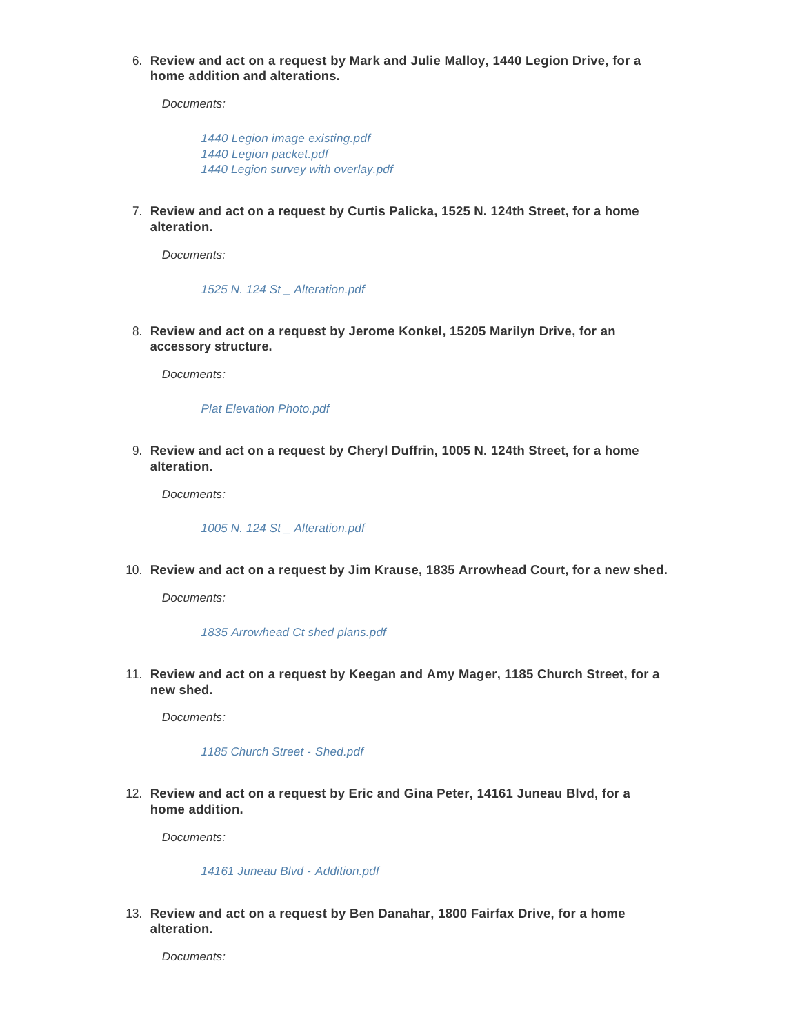6. **Review and act on a request by Mark and Julie Malloy, 1440 Legion Drive, for a home addition and alterations.**

   *Documents:*

   *1440 Legion image existing.pdf*
   *1440 Legion packet.pdf*
   *1440 Legion survey with overlay.pdf*

7. **Review and act on a request by Curtis Palicka, 1525 N. 124th Street, for a home alteration.**

   *Documents:*

   *1525 N. 124 St _ Alteration.pdf*

8. **Review and act on a request by Jerome Konkel, 15205 Marilyn Drive, for an accessory structure.**

   *Documents:*

   *Plat Elevation Photo.pdf*

9. **Review and act on a request by Cheryl Duffrin, 1005 N. 124th Street, for a home alteration.**

   *Documents:*

   *1005 N. 124 St _ Alteration.pdf*

10. **Review and act on a request by Jim Krause, 1835 Arrowhead Court, for a new shed.**

    *Documents:*

    *1835 Arrowhead Ct shed plans.pdf*

11. **Review and act on a request by Keegan and Amy Mager, 1185 Church Street, for a new shed.**

    *Documents:*

    *1185 Church Street - Shed.pdf*

12. **Review and act on a request by Eric and Gina Peter, 14161 Juneau Blvd, for a home addition.**

    *Documents:*

    *14161 Juneau Blvd - Addition.pdf*

13. **Review and act on a request by Ben Danahar, 1800 Fairfax Drive, for a home alteration.**

    *Documents:*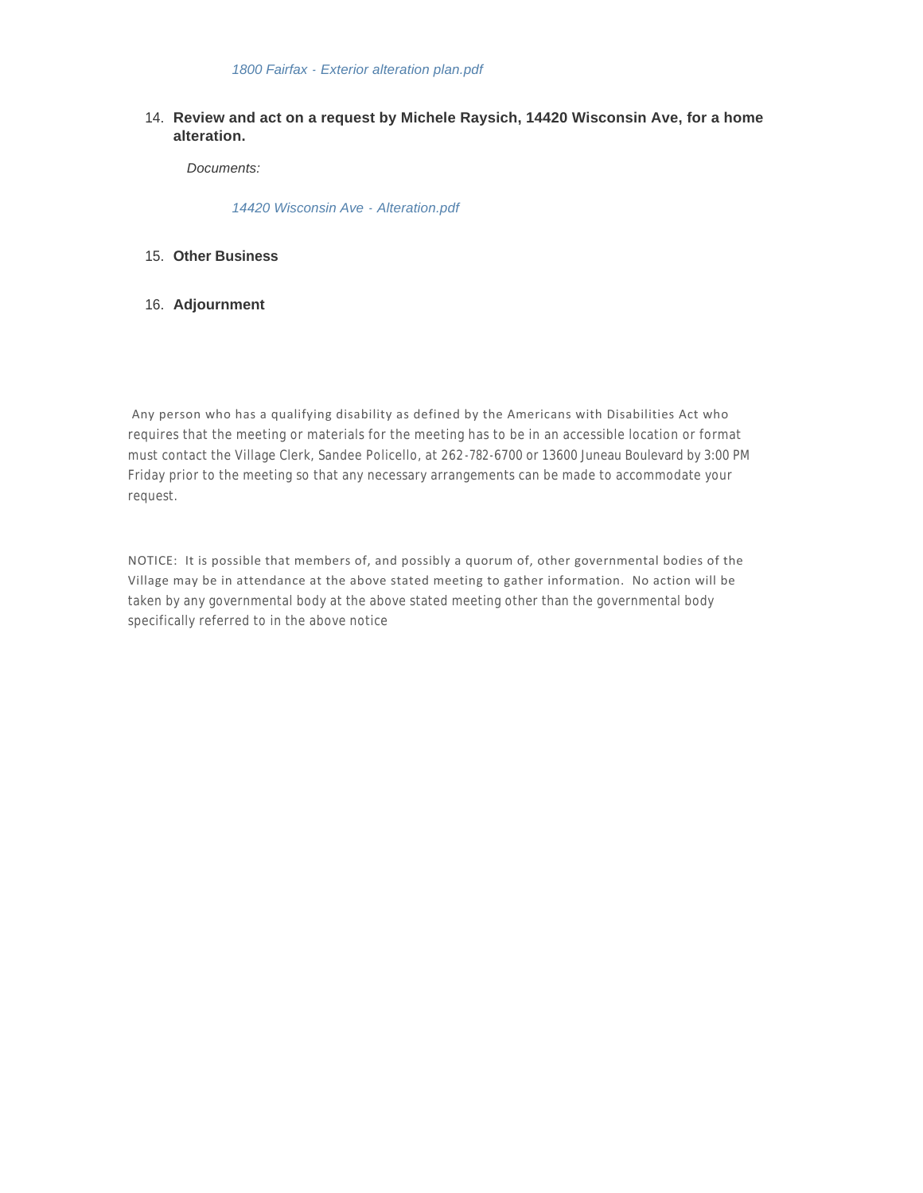*1800 Fairfax - Exterior alteration plan.pdf*

14. **Review and act on a request by Michele Raysich, 14420 Wisconsin Ave, for a home alteration.**

    *Documents:*

    *14420 Wisconsin Ave - Alteration.pdf*

15. **Other Business**

16. **Adjournment**

Any person who has a qualifying disability as defined by the Americans with Disabilities Act who requires that the meeting or materials for the meeting has to be in an accessible location or format must contact the Village Clerk, Sandee Policello, at 262-782-6700 or 13600 Juneau Boulevard by 3:00 PM Friday prior to the meeting so that any necessary arrangements can be made to accommodate your request.

NOTICE: It is possible that members of, and possibly a quorum of, other governmental bodies of the Village may be in attendance at the above stated meeting to gather information. No action will be taken by any governmental body at the above stated meeting other than the governmental body specifically referred to in the above notice